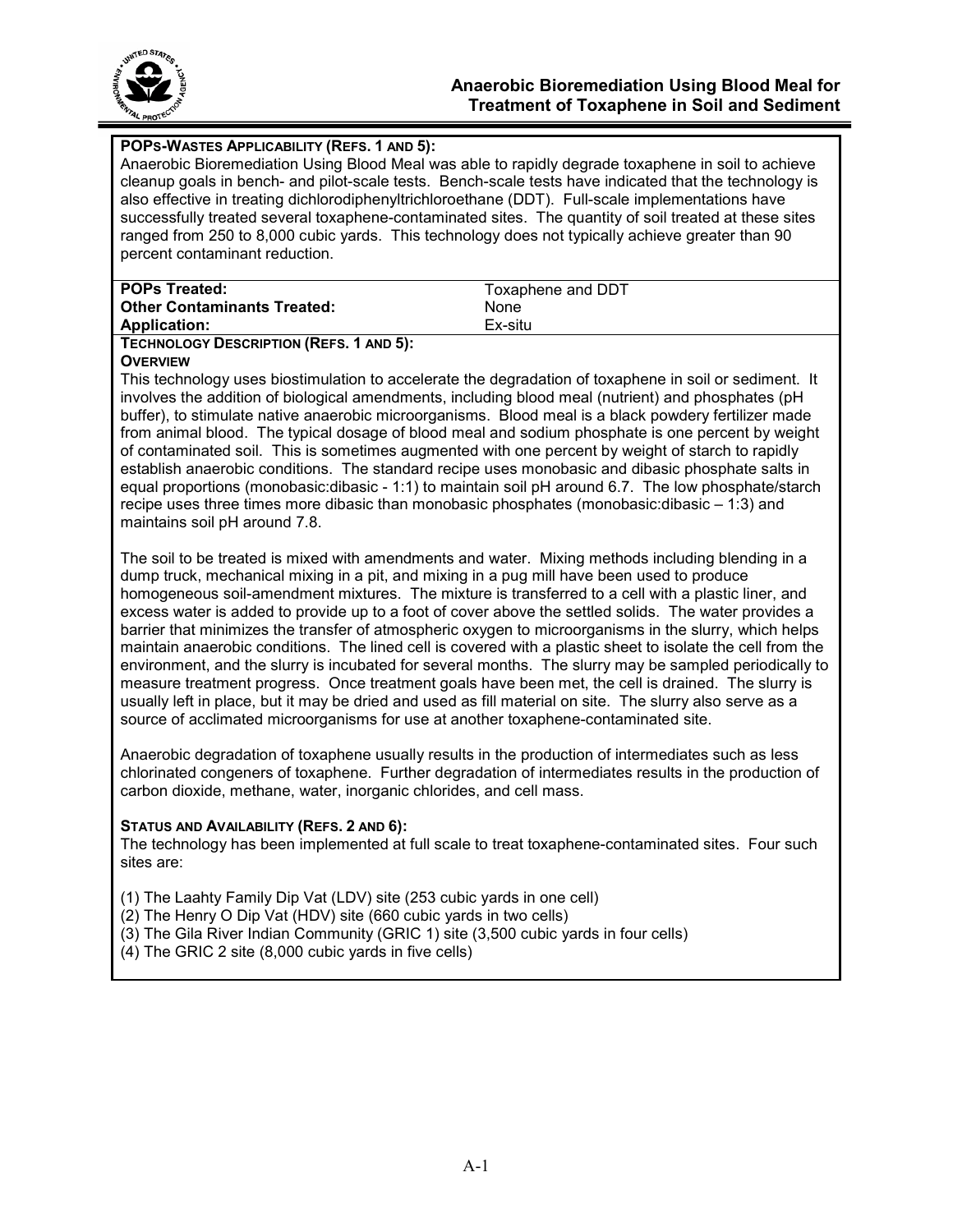# Anaerobic Bioremediation Using Blood Meal for Treatment of Toxaphene in Soil and Sediment

**POPs-Wastes Applicability (Refs. 1 and 5):**

Anaerobic Bioremediation Using Blood Meal was able to rapidly degrade toxaphene in soil to achieve cleanup goals in bench- and pilot-scale tests. Bench-scale tests have indicated that the technology is also effective in treating dichlorodiphenyltrichloroethane (DDT). Full-scale implementations have successfully treated several toxaphene-contaminated sites. The quantity of soil treated at these sites ranged from 250 to 8,000 cubic yards. This technology does not typically achieve greater than 90 percent contaminant reduction.

| | |
|---|---|
| **POPs Treated:** | Toxaphene and DDT |
| **Other Contaminants Treated:** | None |
| **Application:** | Ex-situ |

**Technology Description (Refs. 1 and 5):**

**Overview**

This technology uses biostimulation to accelerate the degradation of toxaphene in soil or sediment. It involves the addition of biological amendments, including blood meal (nutrient) and phosphates (pH buffer), to stimulate native anaerobic microorganisms. Blood meal is a black powdery fertilizer made from animal blood. The typical dosage of blood meal and sodium phosphate is one percent by weight of contaminated soil. This is sometimes augmented with one percent by weight of starch to rapidly establish anaerobic conditions. The standard recipe uses monobasic and dibasic phosphate salts in equal proportions (monobasic:dibasic - 1:1) to maintain soil pH around 6.7. The low phosphate/starch recipe uses three times more dibasic than monobasic phosphates (monobasic:dibasic – 1:3) and maintains soil pH around 7.8.

The soil to be treated is mixed with amendments and water. Mixing methods including blending in a dump truck, mechanical mixing in a pit, and mixing in a pug mill have been used to produce homogeneous soil-amendment mixtures. The mixture is transferred to a cell with a plastic liner, and excess water is added to provide up to a foot of cover above the settled solids. The water provides a barrier that minimizes the transfer of atmospheric oxygen to microorganisms in the slurry, which helps maintain anaerobic conditions. The lined cell is covered with a plastic sheet to isolate the cell from the environment, and the slurry is incubated for several months. The slurry may be sampled periodically to measure treatment progress. Once treatment goals have been met, the cell is drained. The slurry is usually left in place, but it may be dried and used as fill material on site. The slurry also serve as a source of acclimated microorganisms for use at another toxaphene-contaminated site.

Anaerobic degradation of toxaphene usually results in the production of intermediates such as less chlorinated congeners of toxaphene. Further degradation of intermediates results in the production of carbon dioxide, methane, water, inorganic chlorides, and cell mass.

**Status and Availability (Refs. 2 and 6):**

The technology has been implemented at full scale to treat toxaphene-contaminated sites. Four such sites are:

(1) The Laahty Family Dip Vat (LDV) site (253 cubic yards in one cell)
(2) The Henry O Dip Vat (HDV) site (660 cubic yards in two cells)
(3) The Gila River Indian Community (GRIC 1) site (3,500 cubic yards in four cells)
(4) The GRIC 2 site (8,000 cubic yards in five cells)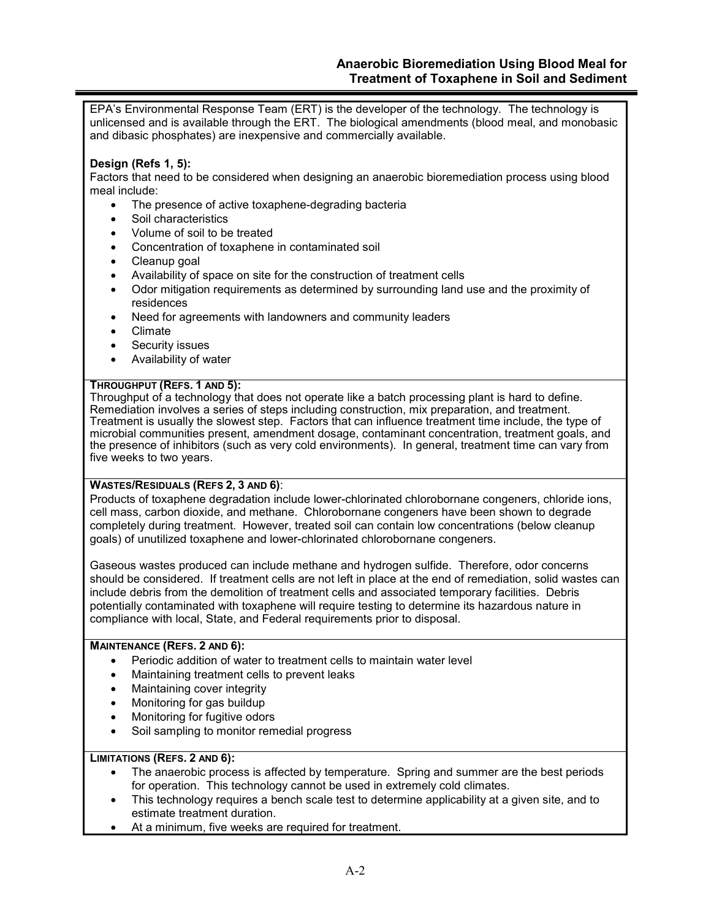EPA's Environmental Response Team (ERT) is the developer of the technology. The technology is unlicensed and is available through the ERT. The biological amendments (blood meal, and monobasic and dibasic phosphates) are inexpensive and commercially available.

**Design (Refs 1, 5):**

Factors that need to be considered when designing an anaerobic bioremediation process using blood meal include:

- The presence of active toxaphene-degrading bacteria
- Soil characteristics
- Volume of soil to be treated
- Concentration of toxaphene in contaminated soil
- Cleanup goal
- Availability of space on site for the construction of treatment cells
- Odor mitigation requirements as determined by surrounding land use and the proximity of residences
- Need for agreements with landowners and community leaders
- Climate
- Security issues
- Availability of water

**THROUGHPUT (REFS. 1 AND 5):**

Throughput of a technology that does not operate like a batch processing plant is hard to define. Remediation involves a series of steps including construction, mix preparation, and treatment. Treatment is usually the slowest step. Factors that can influence treatment time include, the type of microbial communities present, amendment dosage, contaminant concentration, treatment goals, and the presence of inhibitors (such as very cold environments). In general, treatment time can vary from five weeks to two years.

**WASTES/RESIDUALS (REFS 2, 3 AND 6):**

Products of toxaphene degradation include lower-chlorinated chlorobornane congeners, chloride ions, cell mass, carbon dioxide, and methane. Chlorobornane congeners have been shown to degrade completely during treatment. However, treated soil can contain low concentrations (below cleanup goals) of unutilized toxaphene and lower-chlorinated chlorobornane congeners.

Gaseous wastes produced can include methane and hydrogen sulfide. Therefore, odor concerns should be considered. If treatment cells are not left in place at the end of remediation, solid wastes can include debris from the demolition of treatment cells and associated temporary facilities. Debris potentially contaminated with toxaphene will require testing to determine its hazardous nature in compliance with local, State, and Federal requirements prior to disposal.

**MAINTENANCE (REFS. 2 AND 6):**

- Periodic addition of water to treatment cells to maintain water level
- Maintaining treatment cells to prevent leaks
- Maintaining cover integrity
- Monitoring for gas buildup
- Monitoring for fugitive odors
- Soil sampling to monitor remedial progress

**LIMITATIONS (REFS. 2 AND 6):**

- The anaerobic process is affected by temperature. Spring and summer are the best periods for operation. This technology cannot be used in extremely cold climates.
- This technology requires a bench scale test to determine applicability at a given site, and to estimate treatment duration.
- At a minimum, five weeks are required for treatment.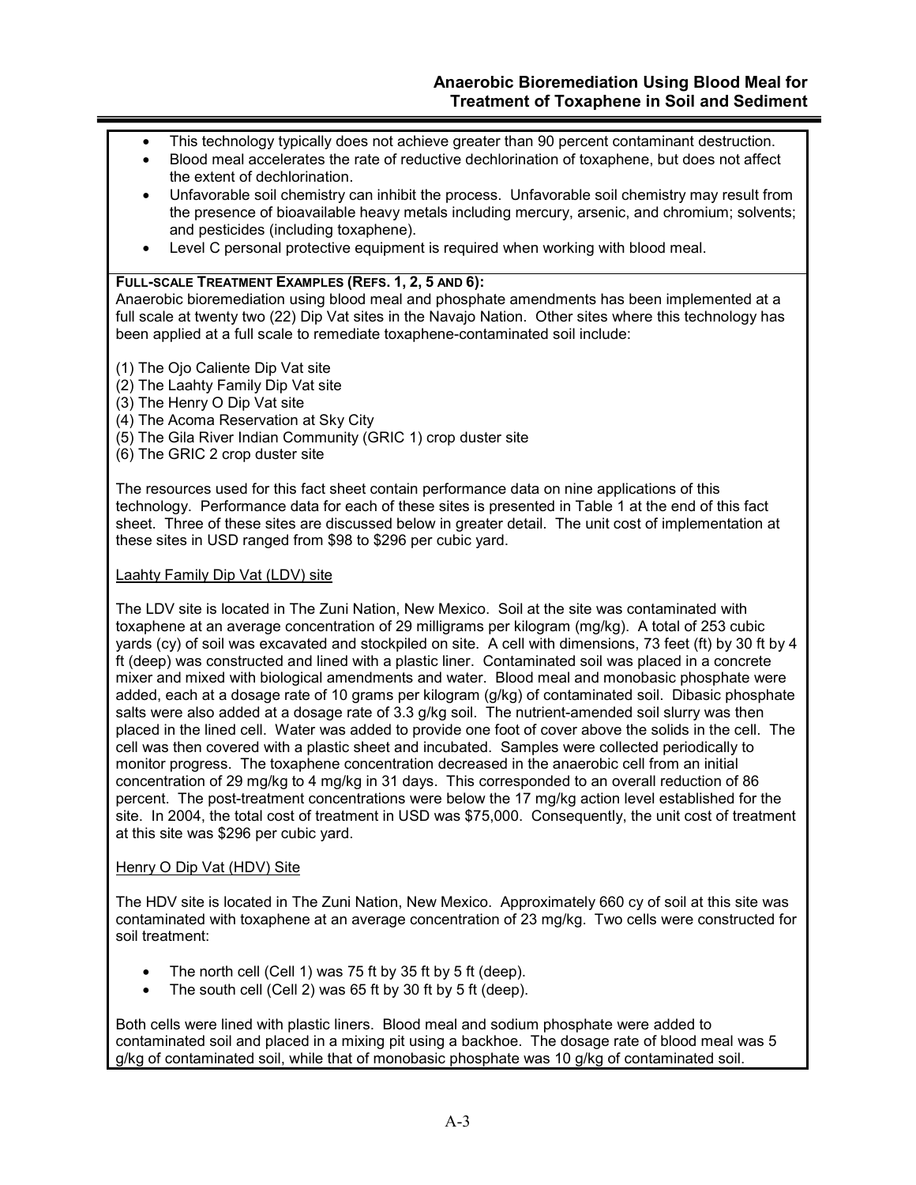- This technology typically does not achieve greater than 90 percent contaminant destruction.
- Blood meal accelerates the rate of reductive dechlorination of toxaphene, but does not affect the extent of dechlorination.
- Unfavorable soil chemistry can inhibit the process. Unfavorable soil chemistry may result from the presence of bioavailable heavy metals including mercury, arsenic, and chromium; solvents; and pesticides (including toxaphene).
- Level C personal protective equipment is required when working with blood meal.

**FULL-SCALE TREATMENT EXAMPLES (REFS. 1, 2, 5 AND 6):**

Anaerobic bioremediation using blood meal and phosphate amendments has been implemented at a full scale at twenty two (22) Dip Vat sites in the Navajo Nation. Other sites where this technology has been applied at a full scale to remediate toxaphene-contaminated soil include:

(1) The Ojo Caliente Dip Vat site
(2) The Laahty Family Dip Vat site
(3) The Henry O Dip Vat site
(4) The Acoma Reservation at Sky City
(5) The Gila River Indian Community (GRIC 1) crop duster site
(6) The GRIC 2 crop duster site

The resources used for this fact sheet contain performance data on nine applications of this technology. Performance data for each of these sites is presented in Table 1 at the end of this fact sheet. Three of these sites are discussed below in greater detail. The unit cost of implementation at these sites in USD ranged from $98 to $296 per cubic yard.

Laahty Family Dip Vat (LDV) site

The LDV site is located in The Zuni Nation, New Mexico. Soil at the site was contaminated with toxaphene at an average concentration of 29 milligrams per kilogram (mg/kg). A total of 253 cubic yards (cy) of soil was excavated and stockpiled on site. A cell with dimensions, 73 feet (ft) by 30 ft by 4 ft (deep) was constructed and lined with a plastic liner. Contaminated soil was placed in a concrete mixer and mixed with biological amendments and water. Blood meal and monobasic phosphate were added, each at a dosage rate of 10 grams per kilogram (g/kg) of contaminated soil. Dibasic phosphate salts were also added at a dosage rate of 3.3 g/kg soil. The nutrient-amended soil slurry was then placed in the lined cell. Water was added to provide one foot of cover above the solids in the cell. The cell was then covered with a plastic sheet and incubated. Samples were collected periodically to monitor progress. The toxaphene concentration decreased in the anaerobic cell from an initial concentration of 29 mg/kg to 4 mg/kg in 31 days. This corresponded to an overall reduction of 86 percent. The post-treatment concentrations were below the 17 mg/kg action level established for the site. In 2004, the total cost of treatment in USD was $75,000. Consequently, the unit cost of treatment at this site was $296 per cubic yard.

Henry O Dip Vat (HDV) Site

The HDV site is located in The Zuni Nation, New Mexico. Approximately 660 cy of soil at this site was contaminated with toxaphene at an average concentration of 23 mg/kg. Two cells were constructed for soil treatment:

- The north cell (Cell 1) was 75 ft by 35 ft by 5 ft (deep).
- The south cell (Cell 2) was 65 ft by 30 ft by 5 ft (deep).

Both cells were lined with plastic liners. Blood meal and sodium phosphate were added to contaminated soil and placed in a mixing pit using a backhoe. The dosage rate of blood meal was 5 g/kg of contaminated soil, while that of monobasic phosphate was 10 g/kg of contaminated soil.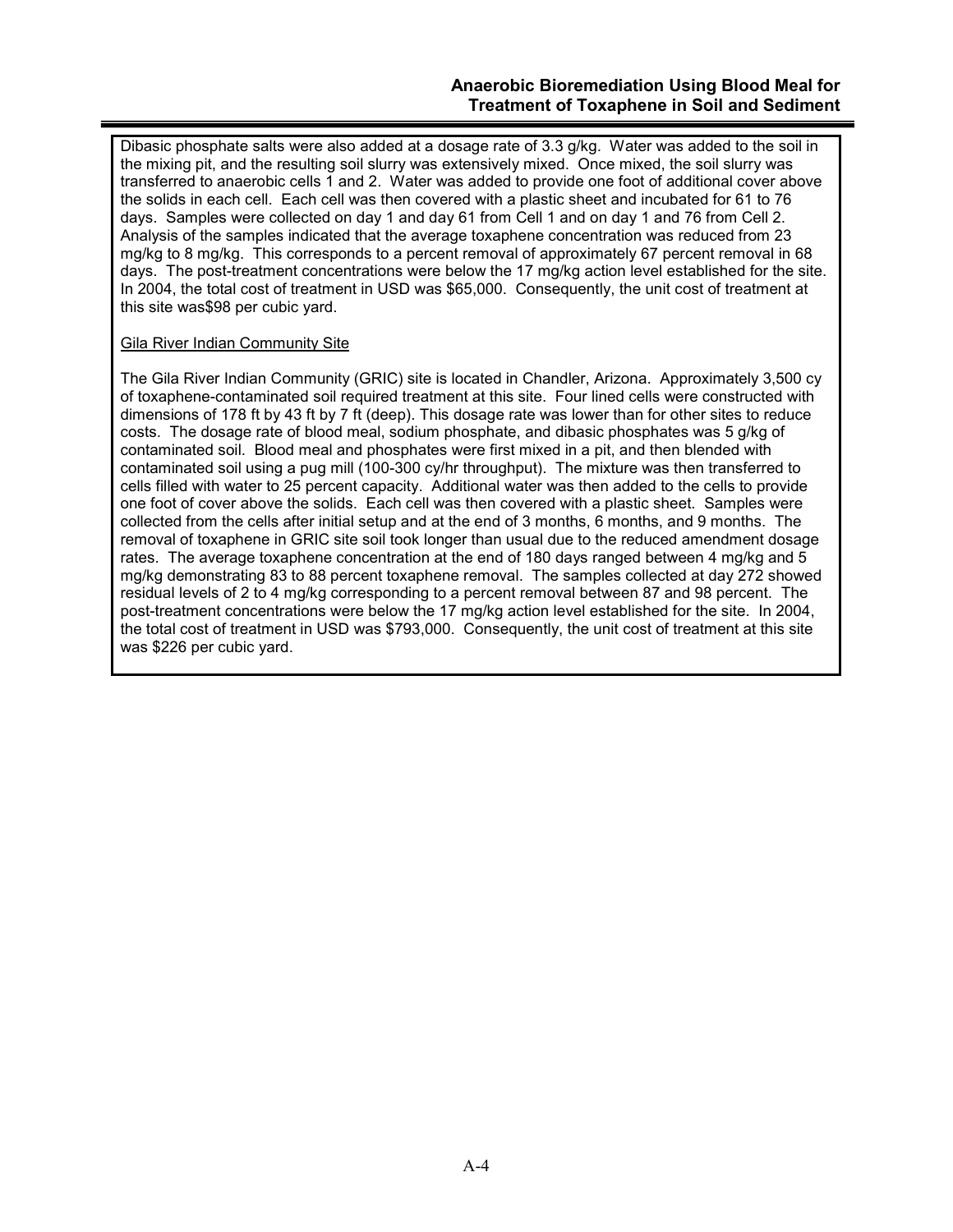Dibasic phosphate salts were also added at a dosage rate of 3.3 g/kg. Water was added to the soil in the mixing pit, and the resulting soil slurry was extensively mixed. Once mixed, the soil slurry was transferred to anaerobic cells 1 and 2. Water was added to provide one foot of additional cover above the solids in each cell. Each cell was then covered with a plastic sheet and incubated for 61 to 76 days. Samples were collected on day 1 and day 61 from Cell 1 and on day 1 and 76 from Cell 2. Analysis of the samples indicated that the average toxaphene concentration was reduced from 23 mg/kg to 8 mg/kg. This corresponds to a percent removal of approximately 67 percent removal in 68 days. The post-treatment concentrations were below the 17 mg/kg action level established for the site. In 2004, the total cost of treatment in USD was $65,000. Consequently, the unit cost of treatment at this site was$98 per cubic yard.

Gila River Indian Community Site

The Gila River Indian Community (GRIC) site is located in Chandler, Arizona. Approximately 3,500 cy of toxaphene-contaminated soil required treatment at this site. Four lined cells were constructed with dimensions of 178 ft by 43 ft by 7 ft (deep). This dosage rate was lower than for other sites to reduce costs. The dosage rate of blood meal, sodium phosphate, and dibasic phosphates was 5 g/kg of contaminated soil. Blood meal and phosphates were first mixed in a pit, and then blended with contaminated soil using a pug mill (100-300 cy/hr throughput). The mixture was then transferred to cells filled with water to 25 percent capacity. Additional water was then added to the cells to provide one foot of cover above the solids. Each cell was then covered with a plastic sheet. Samples were collected from the cells after initial setup and at the end of 3 months, 6 months, and 9 months. The removal of toxaphene in GRIC site soil took longer than usual due to the reduced amendment dosage rates. The average toxaphene concentration at the end of 180 days ranged between 4 mg/kg and 5 mg/kg demonstrating 83 to 88 percent toxaphene removal. The samples collected at day 272 showed residual levels of 2 to 4 mg/kg corresponding to a percent removal between 87 and 98 percent. The post-treatment concentrations were below the 17 mg/kg action level established for the site. In 2004, the total cost of treatment in USD was $793,000. Consequently, the unit cost of treatment at this site was $226 per cubic yard.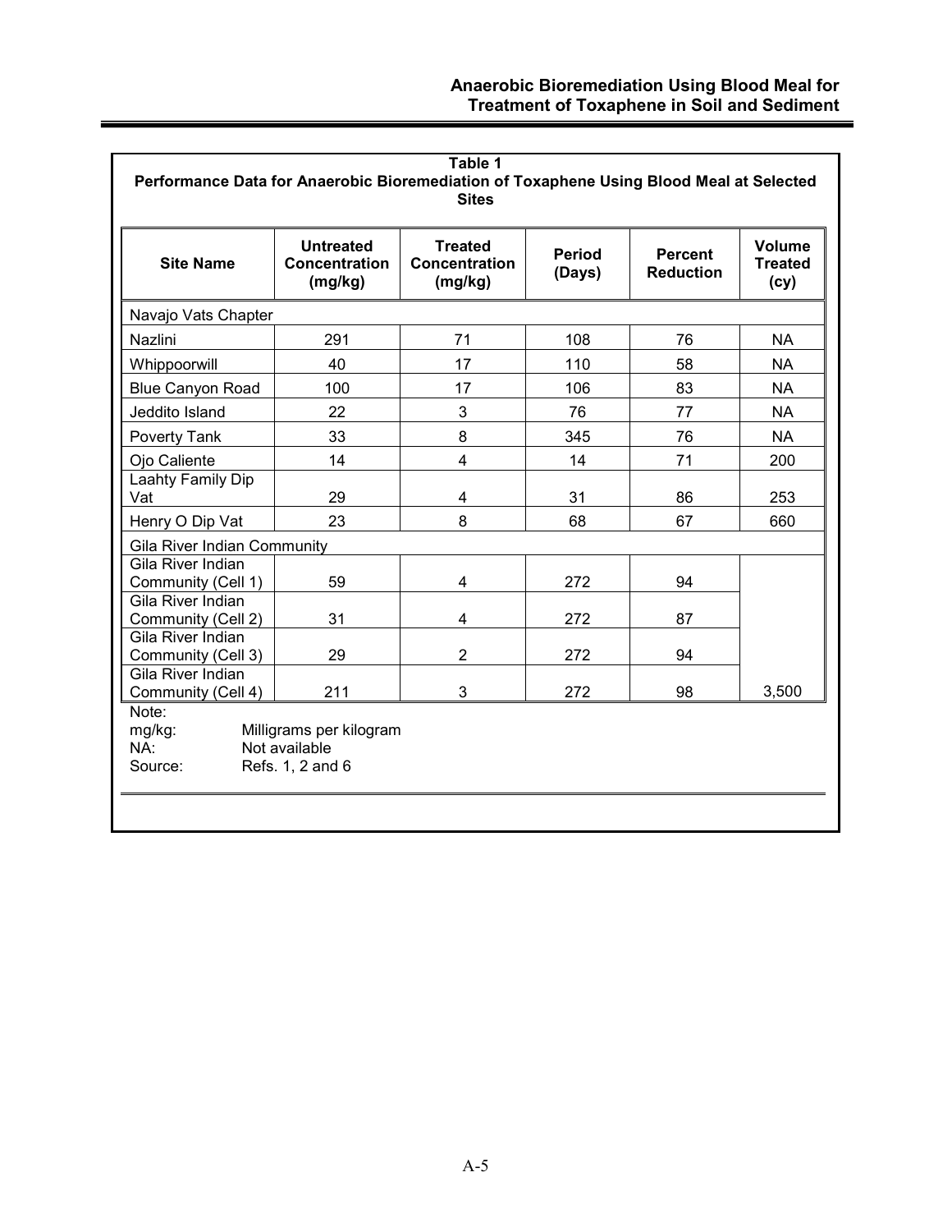**Table 1**
**Performance Data for Anaerobic Bioremediation of Toxaphene Using Blood Meal at Selected Sites**

| Site Name | Untreated Concentration (mg/kg) | Treated Concentration (mg/kg) | Period (Days) | Percent Reduction | Volume Treated (cy) |
|---|---|---|---|---|---|
| Navajo Vats Chapter | | | | | |
| Nazlini | 291 | 71 | 108 | 76 | NA |
| Whippoorwill | 40 | 17 | 110 | 58 | NA |
| Blue Canyon Road | 100 | 17 | 106 | 83 | NA |
| Jeddito Island | 22 | 3 | 76 | 77 | NA |
| Poverty Tank | 33 | 8 | 345 | 76 | NA |
| Ojo Caliente | 14 | 4 | 14 | 71 | 200 |
| Laahty Family Dip Vat | 29 | 4 | 31 | 86 | 253 |
| Henry O Dip Vat | 23 | 8 | 68 | 67 | 660 |
| Gila River Indian Community | | | | | |
| Gila River Indian Community (Cell 1) | 59 | 4 | 272 | 94 | |
| Gila River Indian Community (Cell 2) | 31 | 4 | 272 | 87 | |
| Gila River Indian Community (Cell 3) | 29 | 2 | 272 | 94 | |
| Gila River Indian Community (Cell 4) | 211 | 3 | 272 | 98 | 3,500 |

Note:
mg/kg: Milligrams per kilogram
NA: Not available
Source: Refs. 1, 2 and 6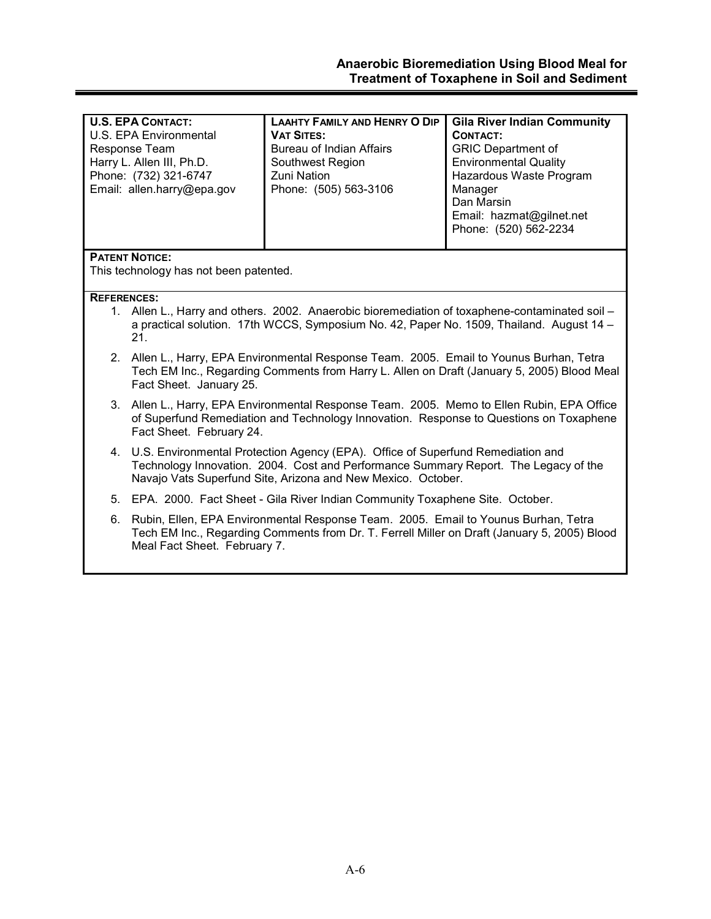| **U.S. EPA CONTACT:** | **LAAHTY FAMILY AND HENRY O DIP VAT SITES:** | **Gila River Indian Community CONTACT:** |
| --- | --- | --- |
| U.S. EPA Environmental Response Team<br>Harry L. Allen III, Ph.D.<br>Phone: (732) 321-6747<br>Email: allen.harry@epa.gov | Bureau of Indian Affairs<br>Southwest Region<br>Zuni Nation<br>Phone: (505) 563-3106 | GRIC Department of Environmental Quality<br>Hazardous Waste Program Manager<br>Dan Marsin<br>Email: hazmat@gilnet.net<br>Phone: (520) 562-2234 |

**PATENT NOTICE:**

This technology has not been patented.

**REFERENCES:**

1. Allen L., Harry and others. 2002. Anaerobic bioremediation of toxaphene-contaminated soil – a practical solution. 17th WCCS, Symposium No. 42, Paper No. 1509, Thailand. August 14 – 21.
2. Allen L., Harry, EPA Environmental Response Team. 2005. Email to Younus Burhan, Tetra Tech EM Inc., Regarding Comments from Harry L. Allen on Draft (January 5, 2005) Blood Meal Fact Sheet. January 25.
3. Allen L., Harry, EPA Environmental Response Team. 2005. Memo to Ellen Rubin, EPA Office of Superfund Remediation and Technology Innovation. Response to Questions on Toxaphene Fact Sheet. February 24.
4. U.S. Environmental Protection Agency (EPA). Office of Superfund Remediation and Technology Innovation. 2004. Cost and Performance Summary Report. The Legacy of the Navajo Vats Superfund Site, Arizona and New Mexico. October.
5. EPA. 2000. Fact Sheet - Gila River Indian Community Toxaphene Site. October.
6. Rubin, Ellen, EPA Environmental Response Team. 2005. Email to Younus Burhan, Tetra Tech EM Inc., Regarding Comments from Dr. T. Ferrell Miller on Draft (January 5, 2005) Blood Meal Fact Sheet. February 7.